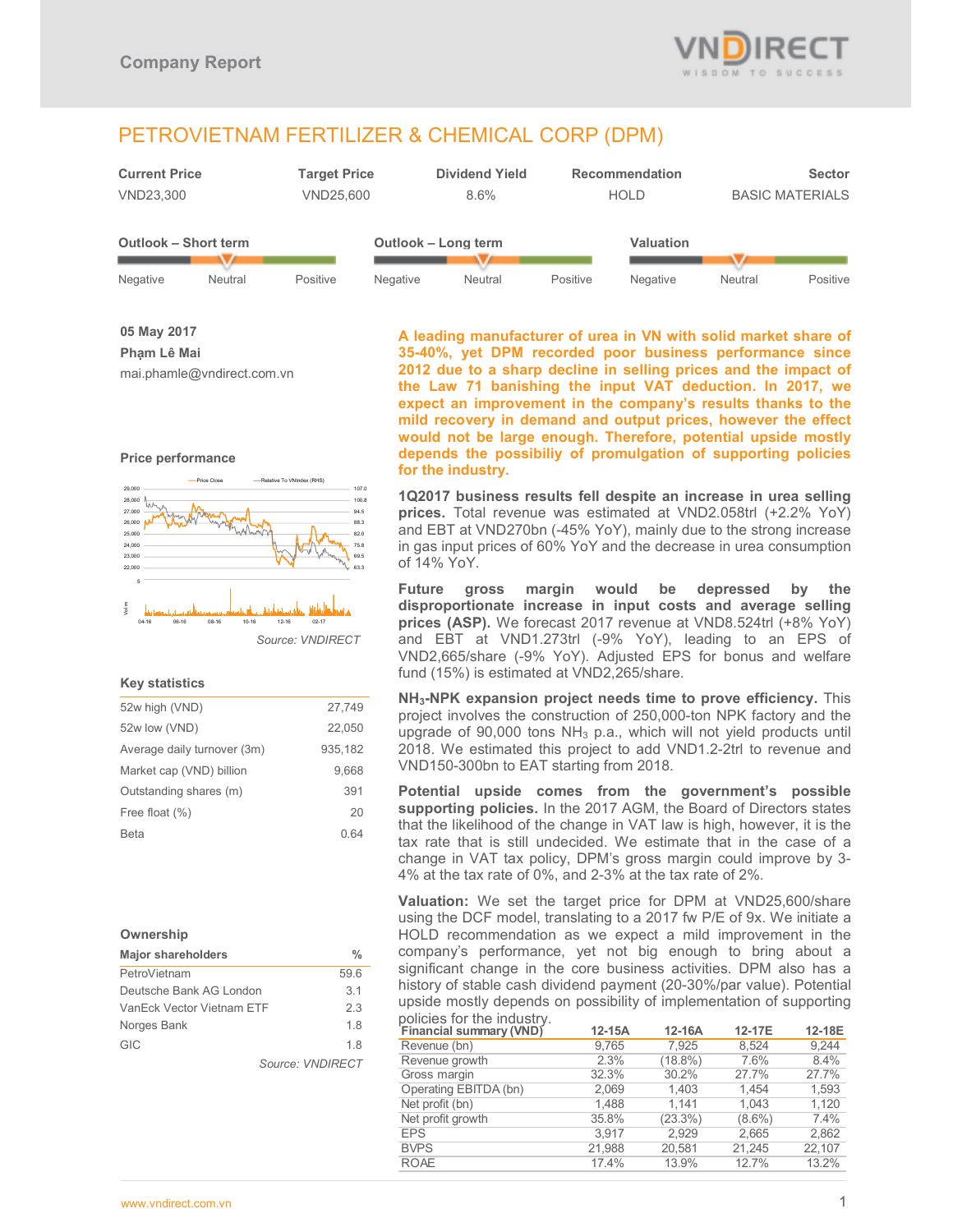Company Report

# PETROVIETNAM FERTILIZER & CHEMICAL CORP (DPM)

| Current Price | Target Price | Dividend Yield | Recommendation | Sector |
|---|---|---|---|---|
| VND23,300 | VND25,600 | 8.6% | HOLD | BASIC MATERIALS |

| Outlook – Short term | Outlook – Long term | Valuation |
|---|---|---|
| Neutral | Neutral | Neutral |

**05 May 2017**

**Phạm Lê Mai**

mai.phamle@vndirect.com.vn

### Price performance

Source: VNDIRECT

### Key statistics

| | |
|---|---|
| 52w high (VND) | 27,749 |
| 52w low (VND) | 22,050 |
| Average daily turnover (3m) | 935,182 |
| Market cap (VND) billion | 9,668 |
| Outstanding shares (m) | 391 |
| Free float (%) | 20 |
| Beta | 0.64 |

### Ownership

| Major shareholders | % |
|---|---|
| PetroVietnam | 59.6 |
| Deutsche Bank AG London | 3.1 |
| VanEck Vector Vietnam ETF | 2.3 |
| Norges Bank | 1.8 |
| GIC | 1.8 |

Source: VNDIRECT

**A leading manufacturer of urea in VN with solid market share of 35-40%, yet DPM recorded poor business performance since 2012 due to a sharp decline in selling prices and the impact of the Law 71 banishing the input VAT deduction. In 2017, we expect an improvement in the company's results thanks to the mild recovery in demand and output prices, however the effect would not be large enough. Therefore, potential upside mostly depends the possibiliy of promulgation of supporting policies for the industry.**

**1Q2017 business results fell despite an increase in urea selling prices.** Total revenue was estimated at VND2.058trl (+2.2% YoY) and EBT at VND270bn (-45% YoY), mainly due to the strong increase in gas input prices of 60% YoY and the decrease in urea consumption of 14% YoY.

**Future gross margin would be depressed by the disproportionate increase in input costs and average selling prices (ASP).** We forecast 2017 revenue at VND8.524trl (+8% YoY) and EBT at VND1.273trl (-9% YoY), leading to an EPS of VND2,665/share (-9% YoY). Adjusted EPS for bonus and welfare fund (15%) is estimated at VND2,265/share.

**$NH_3$-NPK expansion project needs time to prove efficiency.** This project involves the construction of 250,000-ton NPK factory and the upgrade of 90,000 tons $NH_3$ p.a., which will not yield products until 2018. We estimated this project to add VND1.2-2trl to revenue and VND150-300bn to EAT starting from 2018.

**Potential upside comes from the government's possible supporting policies.** In the 2017 AGM, the Board of Directors states that the likelihood of the change in VAT law is high, however, it is the tax rate that is still undecided. We estimate that in the case of a change in VAT tax policy, DPM's gross margin could improve by 3-4% at the tax rate of 0%, and 2-3% at the tax rate of 2%.

**Valuation:** We set the target price for DPM at VND25,600/share using the DCF model, translating to a 2017 fw P/E of 9x. We initiate a HOLD recommendation as we expect a mild improvement in the company's performance, yet not big enough to bring about a significant change in the core business activities. DPM also has a history of stable cash dividend payment (20-30%/par value). Potential upside mostly depends on possibility of implementation of supporting policies for the industry.

| Financial summary (VND) | 12-15A | 12-16A | 12-17E | 12-18E |
|---|---|---|---|---|
| Revenue (bn) | 9,765 | 7,925 | 8,524 | 9,244 |
| Revenue growth | 2.3% | (18.8%) | 7.6% | 8.4% |
| Gross margin | 32.3% | 30.2% | 27.7% | 27.7% |
| Operating EBITDA (bn) | 2,069 | 1,403 | 1,454 | 1,593 |
| Net profit (bn) | 1,488 | 1,141 | 1,043 | 1,120 |
| Net profit growth | 35.8% | (23.3%) | (8.6%) | 7.4% |
| EPS | 3,917 | 2,929 | 2,665 | 2,862 |
| BVPS | 21,988 | 20,581 | 21,245 | 22,107 |
| ROAE | 17.4% | 13.9% | 12.7% | 13.2% |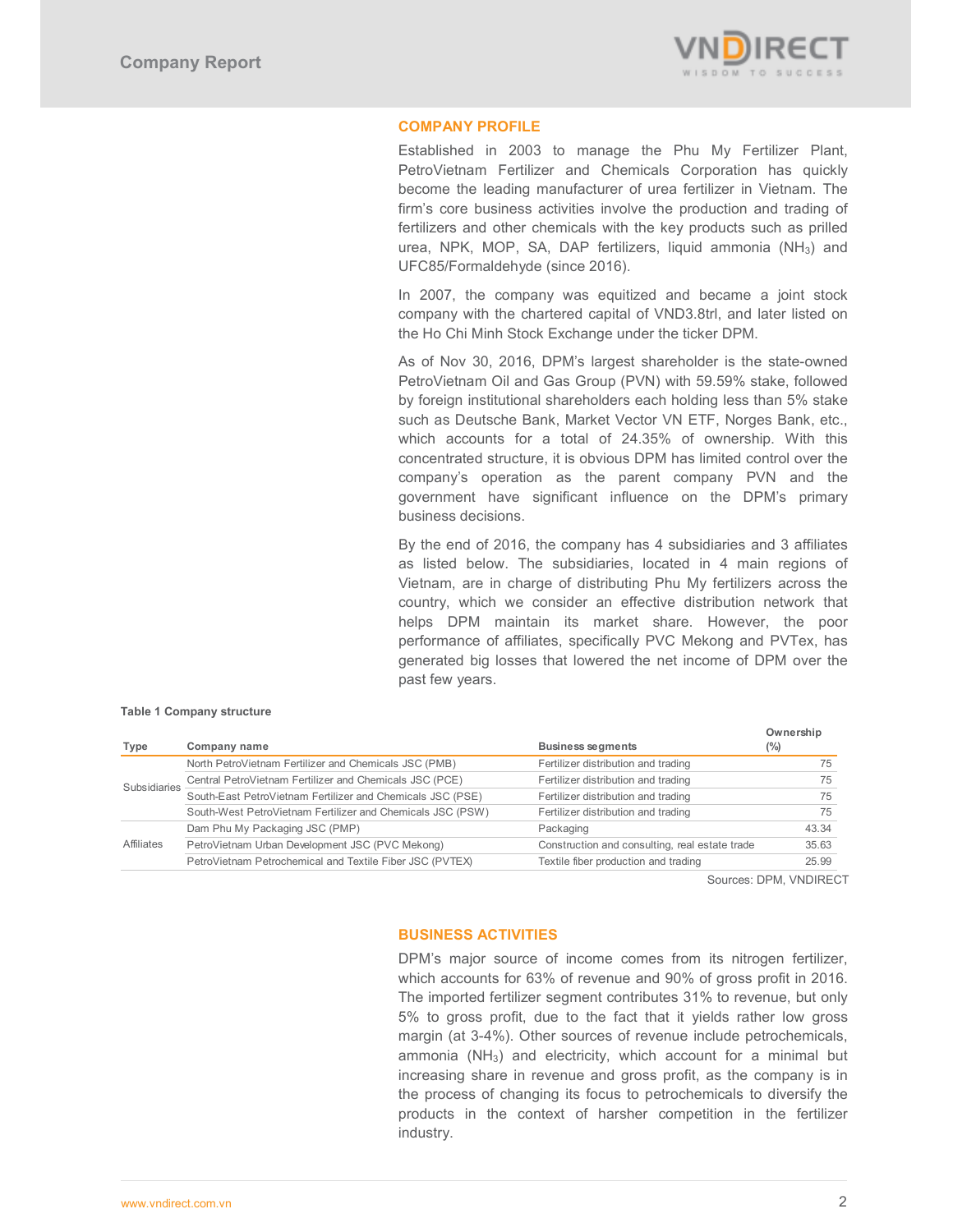## COMPANY PROFILE

Established in 2003 to manage the Phu My Fertilizer Plant, PetroVietnam Fertilizer and Chemicals Corporation has quickly become the leading manufacturer of urea fertilizer in Vietnam. The firm's core business activities involve the production and trading of fertilizers and other chemicals with the key products such as prilled urea, NPK, MOP, SA, DAP fertilizers, liquid ammonia ($NH_3$) and UFC85/Formaldehyde (since 2016).

In 2007, the company was equitized and became a joint stock company with the chartered capital of VND3.8trl, and later listed on the Ho Chi Minh Stock Exchange under the ticker DPM.

As of Nov 30, 2016, DPM's largest shareholder is the state-owned PetroVietnam Oil and Gas Group (PVN) with 59.59% stake, followed by foreign institutional shareholders each holding less than 5% stake such as Deutsche Bank, Market Vector VN ETF, Norges Bank, etc., which accounts for a total of 24.35% of ownership. With this concentrated structure, it is obvious DPM has limited control over the company's operation as the parent company PVN and the government have significant influence on the DPM's primary business decisions.

By the end of 2016, the company has 4 subsidiaries and 3 affiliates as listed below. The subsidiaries, located in 4 main regions of Vietnam, are in charge of distributing Phu My fertilizers across the country, which we consider an effective distribution network that helps DPM maintain its market share. However, the poor performance of affiliates, specifically PVC Mekong and PVTex, has generated big losses that lowered the net income of DPM over the past few years.

**Table 1 Company structure**

| Type | Company name | Business segments | Ownership (%) |
|---|---|---|---|
| Subsidiaries | North PetroVietnam Fertilizer and Chemicals JSC (PMB) | Fertilizer distribution and trading | 75 |
| | Central PetroVietnam Fertilizer and Chemicals JSC (PCE) | Fertilizer distribution and trading | 75 |
| | South-East PetroVietnam Fertilizer and Chemicals JSC (PSE) | Fertilizer distribution and trading | 75 |
| | South-West PetroVietnam Fertilizer and Chemicals JSC (PSW) | Fertilizer distribution and trading | 75 |
| Affiliates | Dam Phu My Packaging JSC (PMP) | Packaging | 43.34 |
| | PetroVietnam Urban Development JSC (PVC Mekong) | Construction and consulting, real estate trade | 35.63 |
| | PetroVietnam Petrochemical and Textile Fiber JSC (PVTEX) | Textile fiber production and trading | 25.99 |

Sources: DPM, VNDIRECT

## BUSINESS ACTIVITIES

DPM's major source of income comes from its nitrogen fertilizer, which accounts for 63% of revenue and 90% of gross profit in 2016. The imported fertilizer segment contributes 31% to revenue, but only 5% to gross profit, due to the fact that it yields rather low gross margin (at 3-4%). Other sources of revenue include petrochemicals, ammonia ($NH_3$) and electricity, which account for a minimal but increasing share in revenue and gross profit, as the company is in the process of changing its focus to petrochemicals to diversify the products in the context of harsher competition in the fertilizer industry.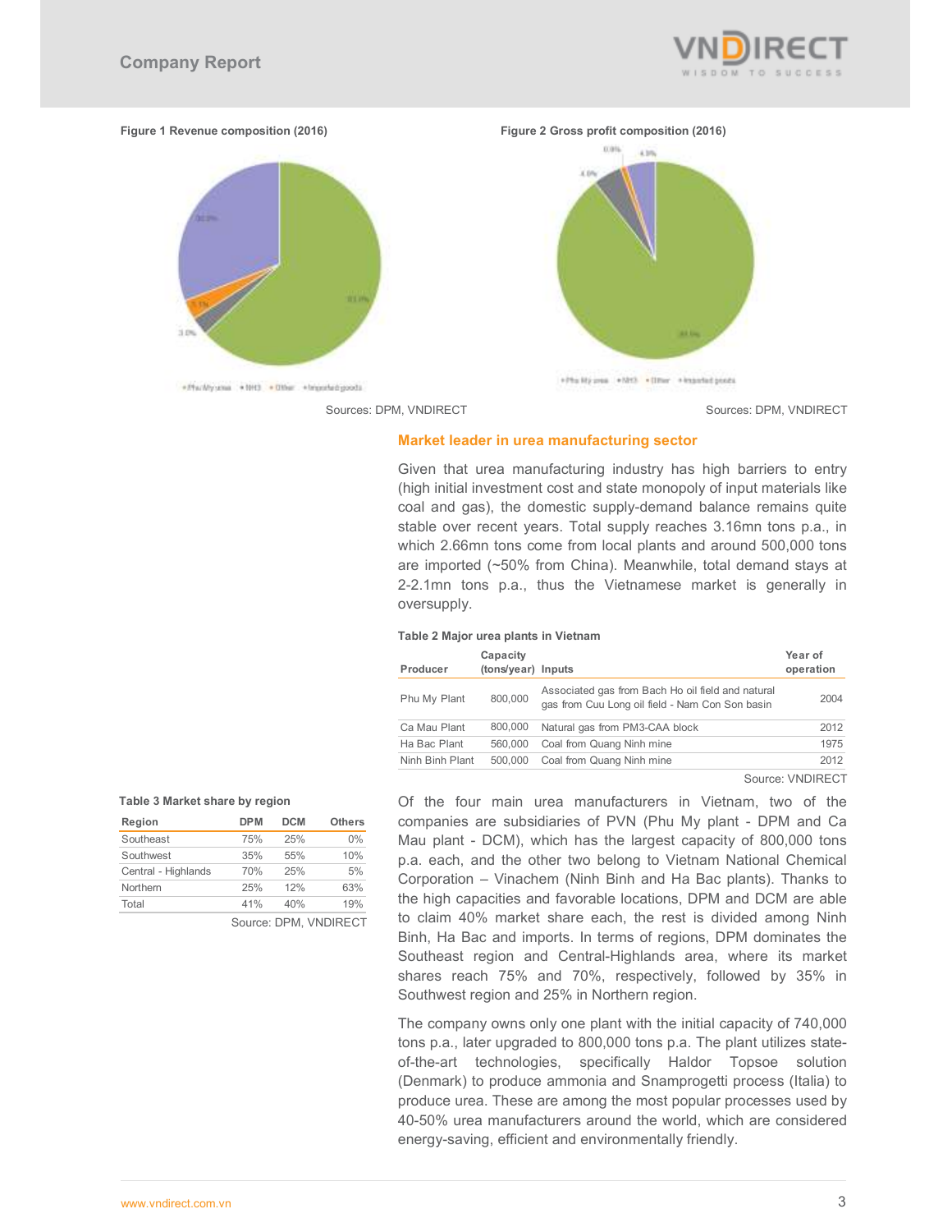Figure 1 Revenue composition (2016)

Sources: DPM, VNDIRECT

Figure 2 Gross profit composition (2016)

Sources: DPM, VNDIRECT

## Market leader in urea manufacturing sector

Given that urea manufacturing industry has high barriers to entry (high initial investment cost and state monopoly of input materials like coal and gas), the domestic supply-demand balance remains quite stable over recent years. Total supply reaches 3.16mn tons p.a., in which 2.66mn tons come from local plants and around 500,000 tons are imported (~50% from China). Meanwhile, total demand stays at 2-2.1mn tons p.a., thus the Vietnamese market is generally in oversupply.

**Table 2 Major urea plants in Vietnam**

| Producer | Capacity (tons/year) | Inputs | Year of operation |
|---|---|---|---|
| Phu My Plant | 800,000 | Associated gas from Bach Ho oil field and natural gas from Cuu Long oil field - Nam Con Son basin | 2004 |
| Ca Mau Plant | 800,000 | Natural gas from PM3-CAA block | 2012 |
| Ha Bac Plant | 560,000 | Coal from Quang Ninh mine | 1975 |
| Ninh Binh Plant | 500,000 | Coal from Quang Ninh mine | 2012 |

Source: VNDIRECT

**Table 3 Market share by region**

| Region | DPM | DCM | Others |
|---|---|---|---|
| Southeast | 75% | 25% | 0% |
| Southwest | 35% | 55% | 10% |
| Central - Highlands | 70% | 25% | 5% |
| Northern | 25% | 12% | 63% |
| Total | 41% | 40% | 19% |

Source: DPM, VNDIRECT

Of the four main urea manufacturers in Vietnam, two of the companies are subsidiaries of PVN (Phu My plant - DPM and Ca Mau plant - DCM), which has the largest capacity of 800,000 tons p.a. each, and the other two belong to Vietnam National Chemical Corporation – Vinachem (Ninh Binh and Ha Bac plants). Thanks to the high capacities and favorable locations, DPM and DCM are able to claim 40% market share each, the rest is divided among Ninh Binh, Ha Bac and imports. In terms of regions, DPM dominates the Southeast region and Central-Highlands area, where its market shares reach 75% and 70%, respectively, followed by 35% in Southwest region and 25% in Northern region.

The company owns only one plant with the initial capacity of 740,000 tons p.a., later upgraded to 800,000 tons p.a. The plant utilizes state-of-the-art technologies, specifically Haldor Topsoe solution (Denmark) to produce ammonia and Snamprogetti process (Italia) to produce urea. These are among the most popular processes used by 40-50% urea manufacturers around the world, which are considered energy-saving, efficient and environmentally friendly.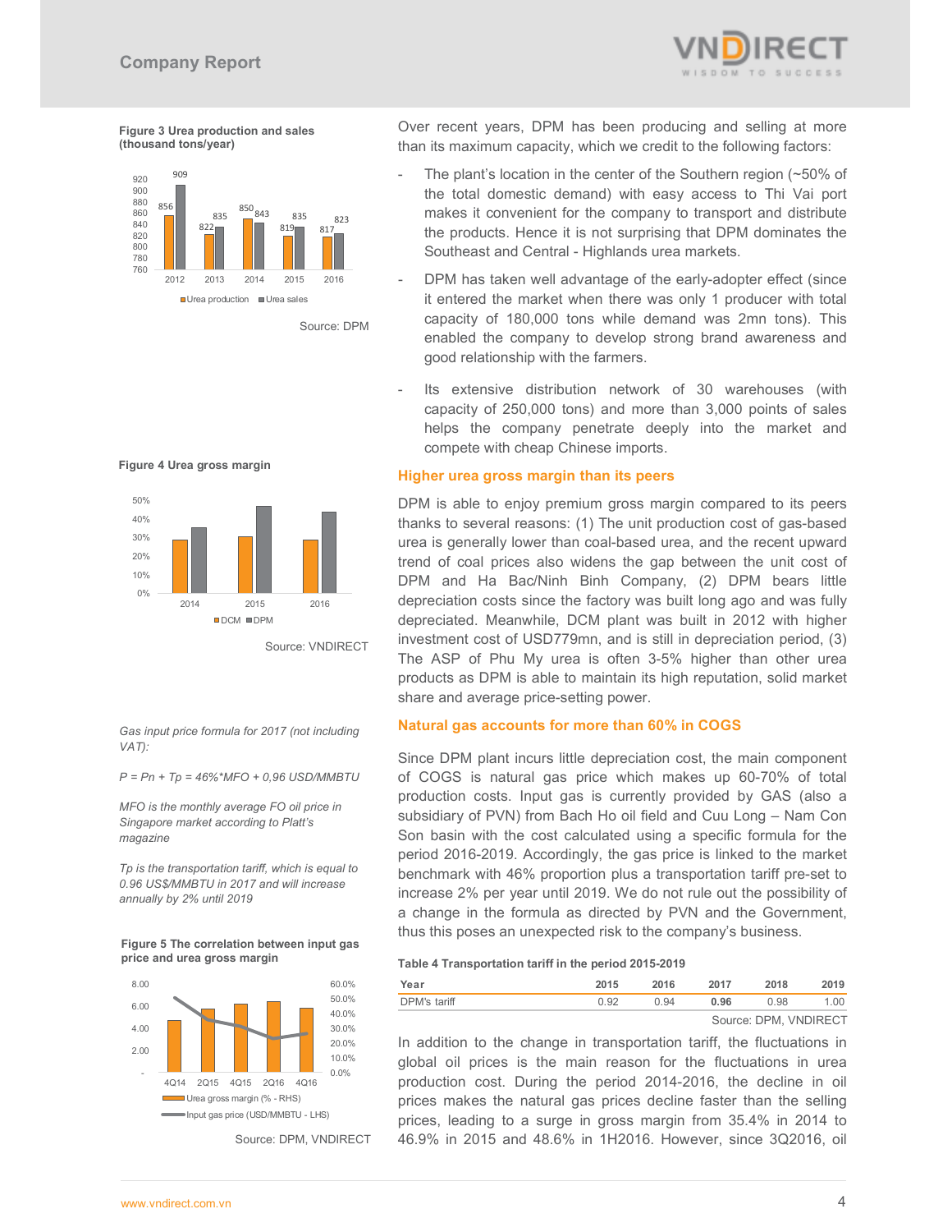**Figure 3 Urea production and sales (thousand tons/year)**

Source: DPM

**Figure 4 Urea gross margin**

Source: VNDIRECT

*Gas input price formula for 2017 (not including VAT):*

*P = Pn + Tp = 46%*MFO + 0,96 USD/MMBTU*

*MFO is the monthly average FO oil price in Singapore market according to Platt's magazine*

*Tp is the transportation tariff, which is equal to 0.96 US$/MMBTU in 2017 and will increase annually by 2% until 2019*

**Figure 5 The correlation between input gas price and urea gross margin**

Source: DPM, VNDIRECT

Over recent years, DPM has been producing and selling at more than its maximum capacity, which we credit to the following factors:

- The plant's location in the center of the Southern region (~50% of the total domestic demand) with easy access to Thi Vai port makes it convenient for the company to transport and distribute the products. Hence it is not surprising that DPM dominates the Southeast and Central - Highlands urea markets.
- DPM has taken well advantage of the early-adopter effect (since it entered the market when there was only 1 producer with total capacity of 180,000 tons while demand was 2mn tons). This enabled the company to develop strong brand awareness and good relationship with the farmers.
- Its extensive distribution network of 30 warehouses (with capacity of 250,000 tons) and more than 3,000 points of sales helps the company penetrate deeply into the market and compete with cheap Chinese imports.

## Higher urea gross margin than its peers

DPM is able to enjoy premium gross margin compared to its peers thanks to several reasons: (1) The unit production cost of gas-based urea is generally lower than coal-based urea, and the recent upward trend of coal prices also widens the gap between the unit cost of DPM and Ha Bac/Ninh Binh Company, (2) DPM bears little depreciation costs since the factory was built long ago and was fully depreciated. Meanwhile, DCM plant was built in 2012 with higher investment cost of USD779mn, and is still in depreciation period, (3) The ASP of Phu My urea is often 3-5% higher than other urea products as DPM is able to maintain its high reputation, solid market share and average price-setting power.

## Natural gas accounts for more than 60% in COGS

Since DPM plant incurs little depreciation cost, the main component of COGS is natural gas price which makes up 60-70% of total production costs. Input gas is currently provided by GAS (also a subsidiary of PVN) from Bach Ho oil field and Cuu Long – Nam Con Son basin with the cost calculated using a specific formula for the period 2016-2019. Accordingly, the gas price is linked to the market benchmark with 46% proportion plus a transportation tariff pre-set to increase 2% per year until 2019. We do not rule out the possibility of a change in the formula as directed by PVN and the Government, thus this poses an unexpected risk to the company's business.

**Table 4 Transportation tariff in the period 2015-2019**

| Year | 2015 | 2016 | 2017 | 2018 | 2019 |
|---|---|---|---|---|---|
| DPM's tariff | 0.92 | 0.94 | **0.96** | 0.98 | 1.00 |

Source: DPM, VNDIRECT

In addition to the change in transportation tariff, the fluctuations in global oil prices is the main reason for the fluctuations in urea production cost. During the period 2014-2016, the decline in oil prices makes the natural gas prices decline faster than the selling prices, leading to a surge in gross margin from 35.4% in 2014 to 46.9% in 2015 and 48.6% in 1H2016. However, since 3Q2016, oil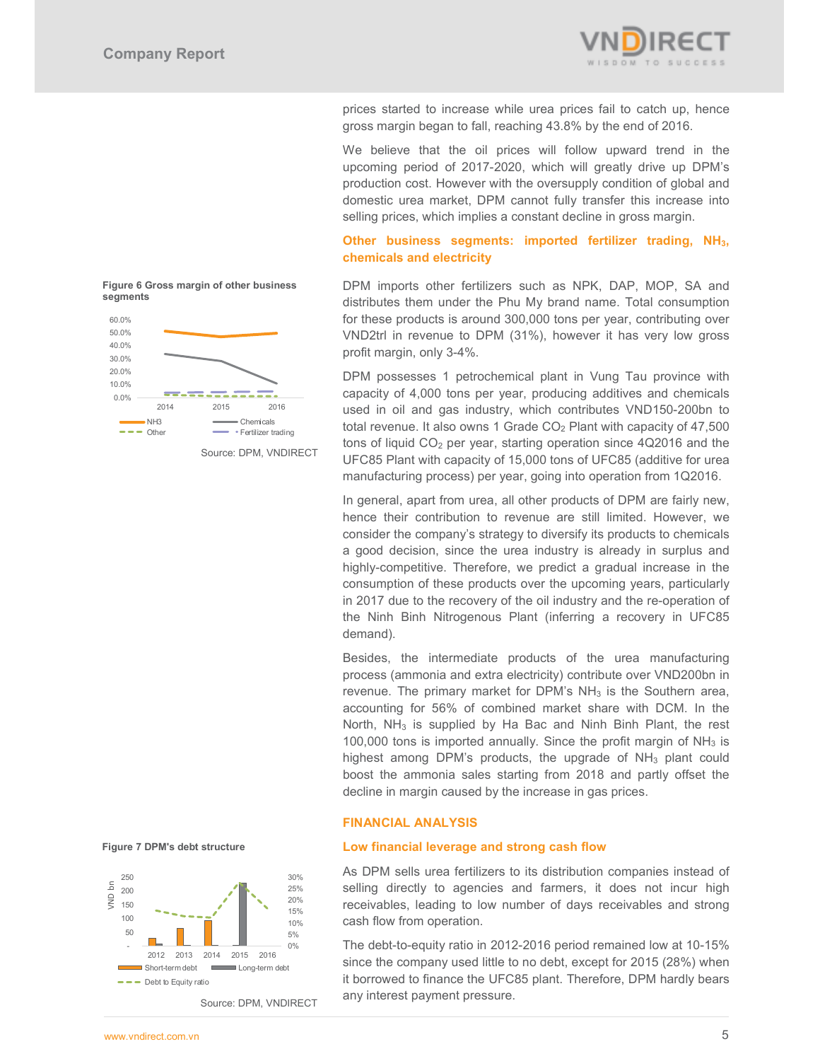prices started to increase while urea prices fail to catch up, hence gross margin began to fall, reaching 43.8% by the end of 2016.

We believe that the oil prices will follow upward trend in the upcoming period of 2017-2020, which will greatly drive up DPM's production cost. However with the oversupply condition of global and domestic urea market, DPM cannot fully transfer this increase into selling prices, which implies a constant decline in gross margin.

### Other business segments: imported fertilizer trading, $NH_3$, chemicals and electricity

**Figure 6 Gross margin of other business segments**

Source: DPM, VNDIRECT

DPM imports other fertilizers such as NPK, DAP, MOP, SA and distributes them under the Phu My brand name. Total consumption for these products is around 300,000 tons per year, contributing over VND2trl in revenue to DPM (31%), however it has very low gross profit margin, only 3-4%.

DPM possesses 1 petrochemical plant in Vung Tau province with capacity of 4,000 tons per year, producing additives and chemicals used in oil and gas industry, which contributes VND150-200bn to total revenue. It also owns 1 Grade $CO_2$ Plant with capacity of 47,500 tons of liquid $CO_2$ per year, starting operation since 4Q2016 and the UFC85 Plant with capacity of 15,000 tons of UFC85 (additive for urea manufacturing process) per year, going into operation from 1Q2016.

In general, apart from urea, all other products of DPM are fairly new, hence their contribution to revenue are still limited. However, we consider the company's strategy to diversify its products to chemicals a good decision, since the urea industry is already in surplus and highly-competitive. Therefore, we predict a gradual increase in the consumption of these products over the upcoming years, particularly in 2017 due to the recovery of the oil industry and the re-operation of the Ninh Binh Nitrogenous Plant (inferring a recovery in UFC85 demand).

Besides, the intermediate products of the urea manufacturing process (ammonia and extra electricity) contribute over VND200bn in revenue. The primary market for DPM's $NH_3$ is the Southern area, accounting for 56% of combined market share with DCM. In the North, $NH_3$ is supplied by Ha Bac and Ninh Binh Plant, the rest 100,000 tons is imported annually. Since the profit margin of $NH_3$ is highest among DPM's products, the upgrade of $NH_3$ plant could boost the ammonia sales starting from 2018 and partly offset the decline in margin caused by the increase in gas prices.

## FINANCIAL ANALYSIS

### Low financial leverage and strong cash flow

**Figure 7 DPM's debt structure**

Source: DPM, VNDIRECT

As DPM sells urea fertilizers to its distribution companies instead of selling directly to agencies and farmers, it does not incur high receivables, leading to low number of days receivables and strong cash flow from operation.

The debt-to-equity ratio in 2012-2016 period remained low at 10-15% since the company used little to no debt, except for 2015 (28%) when it borrowed to finance the UFC85 plant. Therefore, DPM hardly bears any interest payment pressure.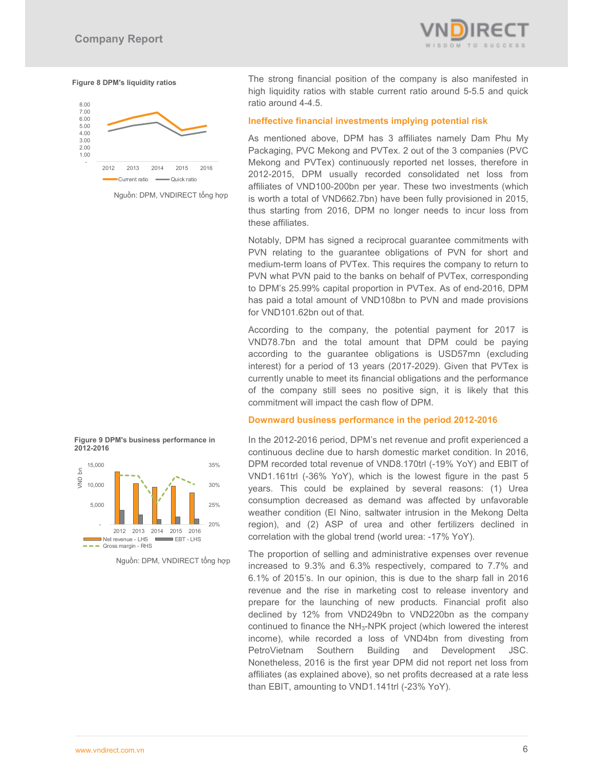**Figure 8 DPM's liquidity ratios**

Nguồn: DPM, VNDIRECT tổng hợp

The strong financial position of the company is also manifested in high liquidity ratios with stable current ratio around 5-5.5 and quick ratio around 4-4.5.

### Ineffective financial investments implying potential risk

As mentioned above, DPM has 3 affiliates namely Dam Phu My Packaging, PVC Mekong and PVTex. 2 out of the 3 companies (PVC Mekong and PVTex) continuously reported net losses, therefore in 2012-2015, DPM usually recorded consolidated net loss from affiliates of VND100-200bn per year. These two investments (which is worth a total of VND662.7bn) have been fully provisioned in 2015, thus starting from 2016, DPM no longer needs to incur loss from these affiliates.

Notably, DPM has signed a reciprocal guarantee commitments with PVN relating to the guarantee obligations of PVN for short and medium-term loans of PVTex. This requires the company to return to PVN what PVN paid to the banks on behalf of PVTex, corresponding to DPM's 25.99% capital proportion in PVTex. As of end-2016, DPM has paid a total amount of VND108bn to PVN and made provisions for VND101.62bn out of that.

According to the company, the potential payment for 2017 is VND78.7bn and the total amount that DPM could be paying according to the guarantee obligations is USD57mn (excluding interest) for a period of 13 years (2017-2029). Given that PVTex is currently unable to meet its financial obligations and the performance of the company still sees no positive sign, it is likely that this commitment will impact the cash flow of DPM.

### Downward business performance in the period 2012-2016

**Figure 9 DPM's business performance in 2012-2016**

Nguồn: DPM, VNDIRECT tổng hợp

In the 2012-2016 period, DPM's net revenue and profit experienced a continuous decline due to harsh domestic market condition. In 2016, DPM recorded total revenue of VND8.170trl (-19% YoY) and EBIT of VND1.161trl (-36% YoY), which is the lowest figure in the past 5 years. This could be explained by several reasons: (1) Urea consumption decreased as demand was affected by unfavorable weather condition (El Nino, saltwater intrusion in the Mekong Delta region), and (2) ASP of urea and other fertilizers declined in correlation with the global trend (world urea: -17% YoY).

The proportion of selling and administrative expenses over revenue increased to 9.3% and 6.3% respectively, compared to 7.7% and 6.1% of 2015's. In our opinion, this is due to the sharp fall in 2016 revenue and the rise in marketing cost to release inventory and prepare for the launching of new products. Financial profit also declined by 12% from VND249bn to VND220bn as the company continued to finance the $NH_3$-NPK project (which lowered the interest income), while recorded a loss of VND4bn from divesting from PetroVietnam Southern Building and Development JSC. Nonetheless, 2016 is the first year DPM did not report net loss from affiliates (as explained above), so net profits decreased at a rate less than EBIT, amounting to VND1.141trl (-23% YoY).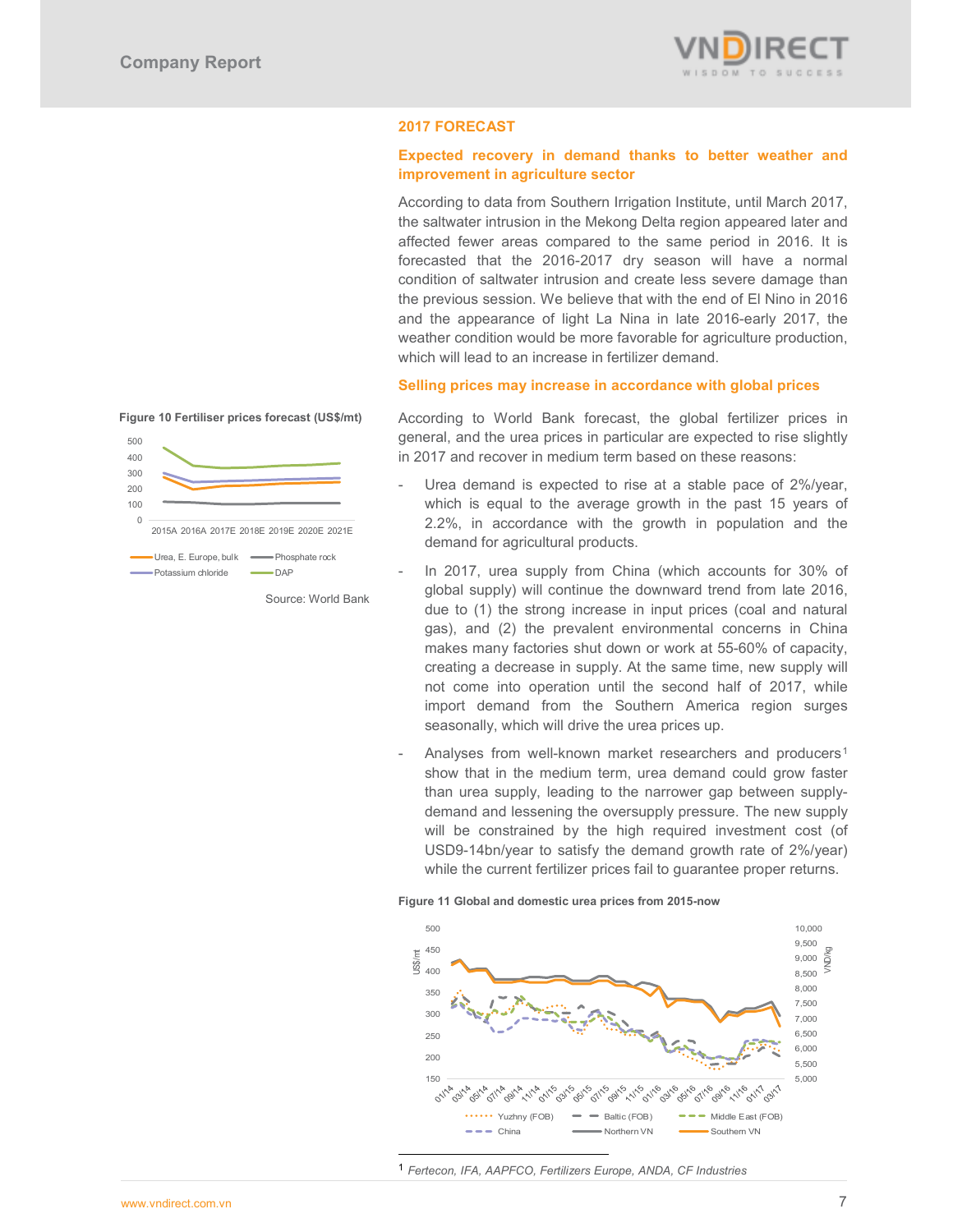## 2017 FORECAST

### Expected recovery in demand thanks to better weather and improvement in agriculture sector

According to data from Southern Irrigation Institute, until March 2017, the saltwater intrusion in the Mekong Delta region appeared later and affected fewer areas compared to the same period in 2016. It is forecasted that the 2016-2017 dry season will have a normal condition of saltwater intrusion and create less severe damage than the previous session. We believe that with the end of El Nino in 2016 and the appearance of light La Nina in late 2016-early 2017, the weather condition would be more favorable for agriculture production, which will lead to an increase in fertilizer demand.

### Selling prices may increase in accordance with global prices

**Figure 10 Fertiliser prices forecast (US$/mt)**

Source: World Bank

According to World Bank forecast, the global fertilizer prices in general, and the urea prices in particular are expected to rise slightly in 2017 and recover in medium term based on these reasons:

- Urea demand is expected to rise at a stable pace of 2%/year, which is equal to the average growth in the past 15 years of 2.2%, in accordance with the growth in population and the demand for agricultural products.
- In 2017, urea supply from China (which accounts for 30% of global supply) will continue the downward trend from late 2016, due to (1) the strong increase in input prices (coal and natural gas), and (2) the prevalent environmental concerns in China makes many factories shut down or work at 55-60% of capacity, creating a decrease in supply. At the same time, new supply will not come into operation until the second half of 2017, while import demand from the Southern America region surges seasonally, which will drive the urea prices up.
- Analyses from well-known market researchers and producers[1] show that in the medium term, urea demand could grow faster than urea supply, leading to the narrower gap between supply-demand and lessening the oversupply pressure. The new supply will be constrained by the high required investment cost (of USD9-14bn/year to satisfy the demand growth rate of 2%/year) while the current fertilizer prices fail to guarantee proper returns.

**Figure 11 Global and domestic urea prices from 2015-now**

[1] *Fertecon, IFA, AAPFCO, Fertilizers Europe, ANDA, CF Industries*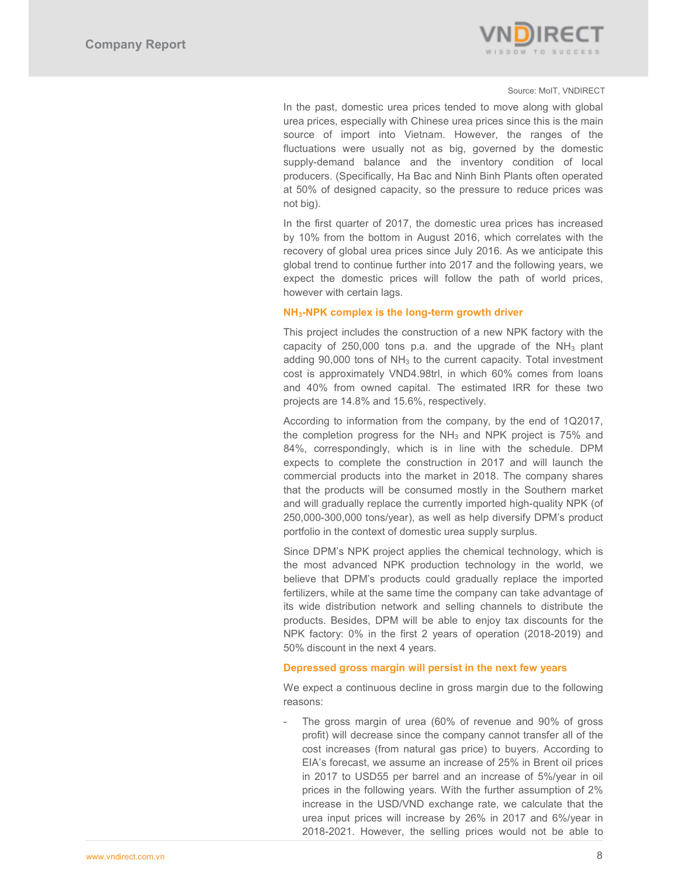Source: MoIT, VNDIRECT

In the past, domestic urea prices tended to move along with global urea prices, especially with Chinese urea prices since this is the main source of import into Vietnam. However, the ranges of the fluctuations were usually not as big, governed by the domestic supply-demand balance and the inventory condition of local producers. (Specifically, Ha Bac and Ninh Binh Plants often operated at 50% of designed capacity, so the pressure to reduce prices was not big).

In the first quarter of 2017, the domestic urea prices has increased by 10% from the bottom in August 2016, which correlates with the recovery of global urea prices since July 2016. As we anticipate this global trend to continue further into 2017 and the following years, we expect the domestic prices will follow the path of world prices, however with certain lags.

### $NH_3$-NPK complex is the long-term growth driver

This project includes the construction of a new NPK factory with the capacity of 250,000 tons p.a. and the upgrade of the $NH_3$ plant adding 90,000 tons of $NH_3$ to the current capacity. Total investment cost is approximately VND4.98trl, in which 60% comes from loans and 40% from owned capital. The estimated IRR for these two projects are 14.8% and 15.6%, respectively.

According to information from the company, by the end of 1Q2017, the completion progress for the $NH_3$ and NPK project is 75% and 84%, correspondingly, which is in line with the schedule. DPM expects to complete the construction in 2017 and will launch the commercial products into the market in 2018. The company shares that the products will be consumed mostly in the Southern market and will gradually replace the currently imported high-quality NPK (of 250,000-300,000 tons/year), as well as help diversify DPM's product portfolio in the context of domestic urea supply surplus.

Since DPM's NPK project applies the chemical technology, which is the most advanced NPK production technology in the world, we believe that DPM's products could gradually replace the imported fertilizers, while at the same time the company can take advantage of its wide distribution network and selling channels to distribute the products. Besides, DPM will be able to enjoy tax discounts for the NPK factory: 0% in the first 2 years of operation (2018-2019) and 50% discount in the next 4 years.

### Depressed gross margin will persist in the next few years

We expect a continuous decline in gross margin due to the following reasons:

- The gross margin of urea (60% of revenue and 90% of gross profit) will decrease since the company cannot transfer all of the cost increases (from natural gas price) to buyers. According to EIA's forecast, we assume an increase of 25% in Brent oil prices in 2017 to USD55 per barrel and an increase of 5%/year in oil prices in the following years. With the further assumption of 2% increase in the USD/VND exchange rate, we calculate that the urea input prices will increase by 26% in 2017 and 6%/year in 2018-2021. However, the selling prices would not be able to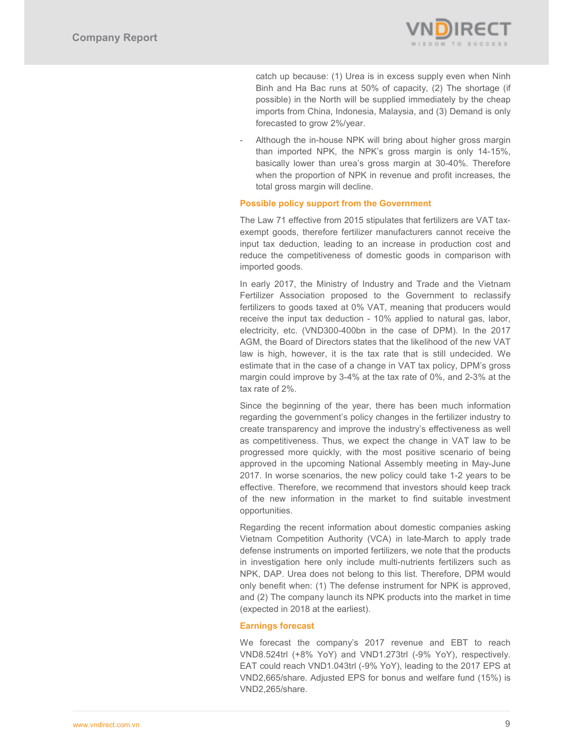catch up because: (1) Urea is in excess supply even when Ninh Binh and Ha Bac runs at 50% of capacity, (2) The shortage (if possible) in the North will be supplied immediately by the cheap imports from China, Indonesia, Malaysia, and (3) Demand is only forecasted to grow 2%/year.

- Although the in-house NPK will bring about higher gross margin than imported NPK, the NPK's gross margin is only 14-15%, basically lower than urea's gross margin at 30-40%. Therefore when the proportion of NPK in revenue and profit increases, the total gross margin will decline.

### Possible policy support from the Government

The Law 71 effective from 2015 stipulates that fertilizers are VAT tax-exempt goods, therefore fertilizer manufacturers cannot receive the input tax deduction, leading to an increase in production cost and reduce the competitiveness of domestic goods in comparison with imported goods.

In early 2017, the Ministry of Industry and Trade and the Vietnam Fertilizer Association proposed to the Government to reclassify fertilizers to goods taxed at 0% VAT, meaning that producers would receive the input tax deduction - 10% applied to natural gas, labor, electricity, etc. (VND300-400bn in the case of DPM). In the 2017 AGM, the Board of Directors states that the likelihood of the new VAT law is high, however, it is the tax rate that is still undecided. We estimate that in the case of a change in VAT tax policy, DPM's gross margin could improve by 3-4% at the tax rate of 0%, and 2-3% at the tax rate of 2%.

Since the beginning of the year, there has been much information regarding the government's policy changes in the fertilizer industry to create transparency and improve the industry's effectiveness as well as competitiveness. Thus, we expect the change in VAT law to be progressed more quickly, with the most positive scenario of being approved in the upcoming National Assembly meeting in May-June 2017. In worse scenarios, the new policy could take 1-2 years to be effective. Therefore, we recommend that investors should keep track of the new information in the market to find suitable investment opportunities.

Regarding the recent information about domestic companies asking Vietnam Competition Authority (VCA) in late-March to apply trade defense instruments on imported fertilizers, we note that the products in investigation here only include multi-nutrients fertilizers such as NPK, DAP. Urea does not belong to this list. Therefore, DPM would only benefit when: (1) The defense instrument for NPK is approved, and (2) The company launch its NPK products into the market in time (expected in 2018 at the earliest).

### Earnings forecast

We forecast the company's 2017 revenue and EBT to reach VND8.524trl (+8% YoY) and VND1.273trl (-9% YoY), respectively. EAT could reach VND1.043trl (-9% YoY), leading to the 2017 EPS at VND2,665/share. Adjusted EPS for bonus and welfare fund (15%) is VND2,265/share.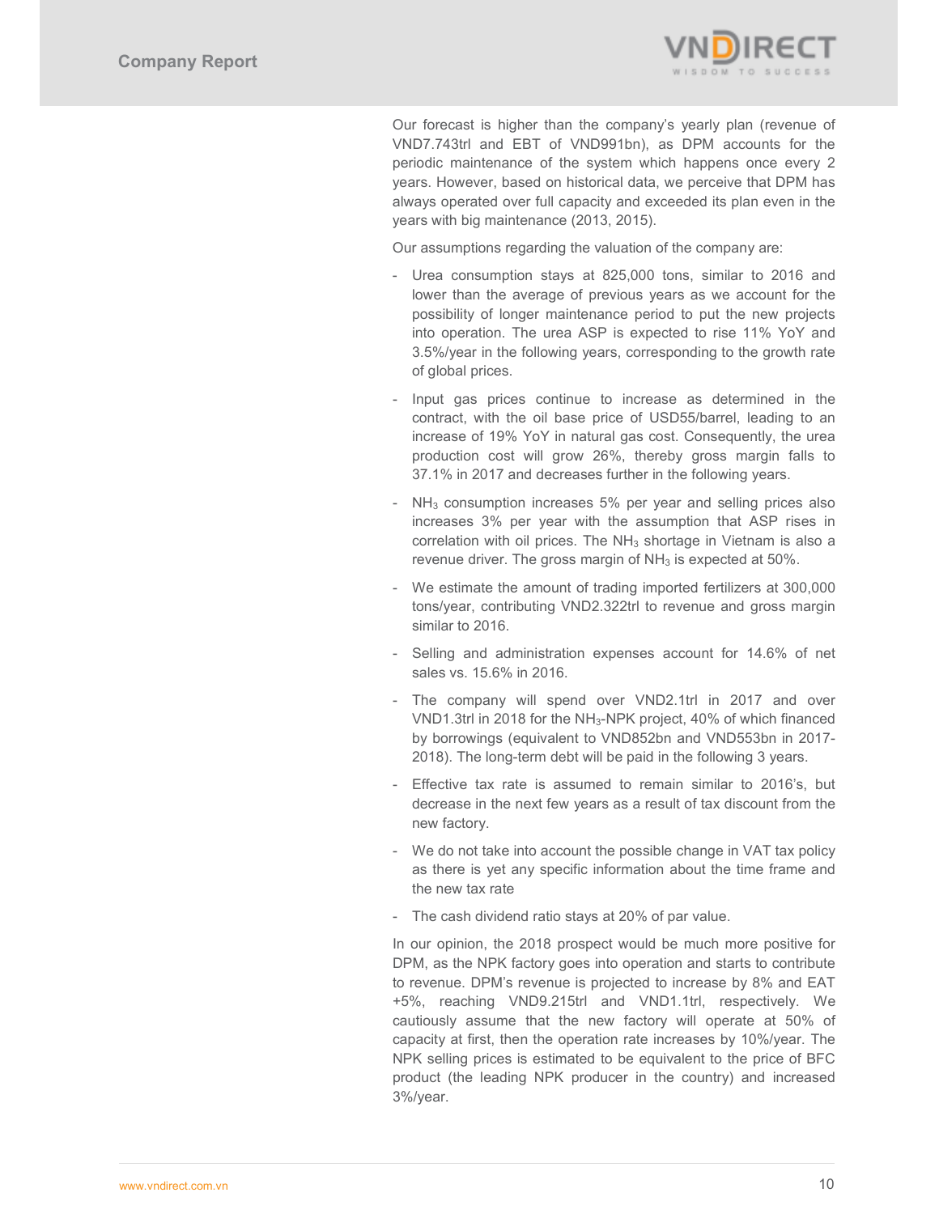Our forecast is higher than the company's yearly plan (revenue of VND7.743trl and EBT of VND991bn), as DPM accounts for the periodic maintenance of the system which happens once every 2 years. However, based on historical data, we perceive that DPM has always operated over full capacity and exceeded its plan even in the years with big maintenance (2013, 2015).

Our assumptions regarding the valuation of the company are:

- Urea consumption stays at 825,000 tons, similar to 2016 and lower than the average of previous years as we account for the possibility of longer maintenance period to put the new projects into operation. The urea ASP is expected to rise 11% YoY and 3.5%/year in the following years, corresponding to the growth rate of global prices.
- Input gas prices continue to increase as determined in the contract, with the oil base price of USD55/barrel, leading to an increase of 19% YoY in natural gas cost. Consequently, the urea production cost will grow 26%, thereby gross margin falls to 37.1% in 2017 and decreases further in the following years.
- $NH_3$ consumption increases 5% per year and selling prices also increases 3% per year with the assumption that ASP rises in correlation with oil prices. The $NH_3$ shortage in Vietnam is also a revenue driver. The gross margin of $NH_3$ is expected at 50%.
- We estimate the amount of trading imported fertilizers at 300,000 tons/year, contributing VND2.322trl to revenue and gross margin similar to 2016.
- Selling and administration expenses account for 14.6% of net sales vs. 15.6% in 2016.
- The company will spend over VND2.1trl in 2017 and over VND1.3trl in 2018 for the $NH_3$-NPK project, 40% of which financed by borrowings (equivalent to VND852bn and VND553bn in 2017-2018). The long-term debt will be paid in the following 3 years.
- Effective tax rate is assumed to remain similar to 2016's, but decrease in the next few years as a result of tax discount from the new factory.
- We do not take into account the possible change in VAT tax policy as there is yet any specific information about the time frame and the new tax rate
- The cash dividend ratio stays at 20% of par value.

In our opinion, the 2018 prospect would be much more positive for DPM, as the NPK factory goes into operation and starts to contribute to revenue. DPM's revenue is projected to increase by 8% and EAT +5%, reaching VND9.215trl and VND1.1trl, respectively. We cautiously assume that the new factory will operate at 50% of capacity at first, then the operation rate increases by 10%/year. The NPK selling prices is estimated to be equivalent to the price of BFC product (the leading NPK producer in the country) and increased 3%/year.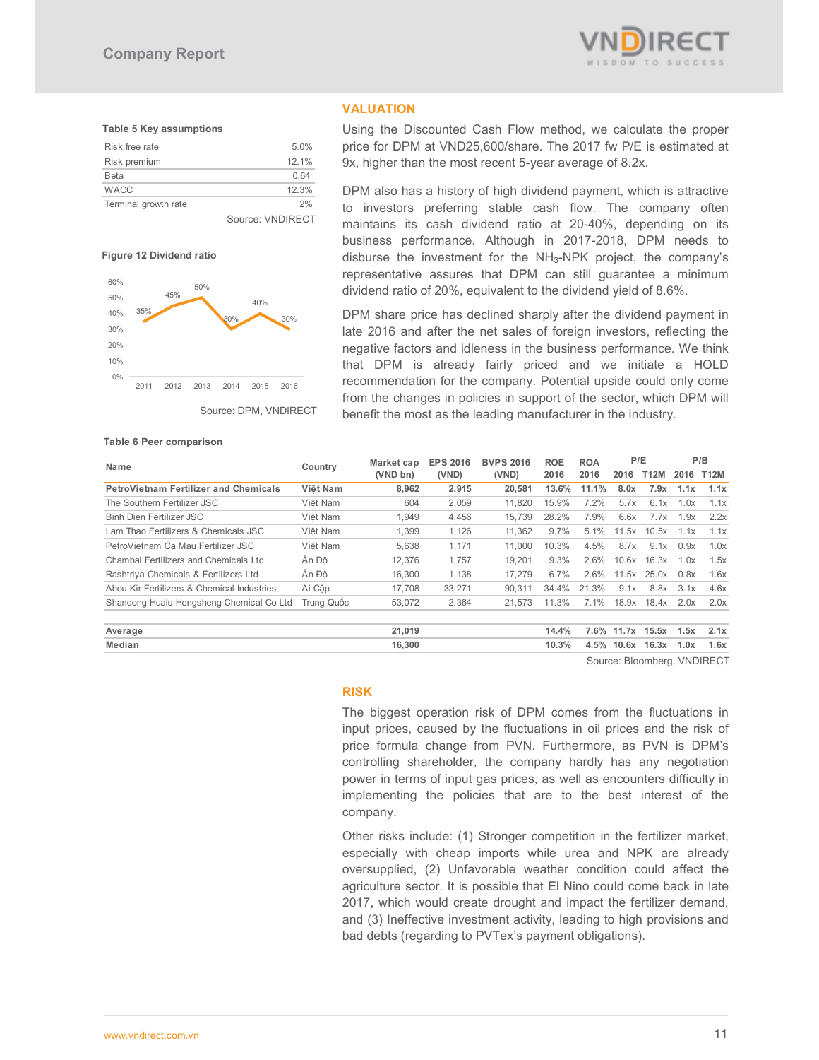## VALUATION

**Table 5 Key assumptions**

| | |
|---|---|
| Risk free rate | 5.0% |
| Risk premium | 12.1% |
| Beta | 0.64 |
| WACC | 12.3% |
| Terminal growth rate | 2% |

Source: VNDIRECT

Using the Discounted Cash Flow method, we calculate the proper price for DPM at VND25,600/share. The 2017 fw P/E is estimated at 9x, higher than the most recent 5-year average of 8.2x.

DPM also has a history of high dividend payment, which is attractive to investors preferring stable cash flow. The company often maintains its cash dividend ratio at 20-40%, depending on its business performance. Although in 2017-2018, DPM needs to disburse the investment for the $NH_3$-NPK project, the company's representative assures that DPM can still guarantee a minimum dividend ratio of 20%, equivalent to the dividend yield of 8.6%.

**Figure 12 Dividend ratio**

| Year | 2011 | 2012 | 2013 | 2014 | 2015 | 2016 |
|---|---|---|---|---|---|---|
| Dividend ratio | 35% | 45% | 50% | 30% | 40% | 30% |

Source: DPM, VNDIRECT

DPM share price has declined sharply after the dividend payment in late 2016 and after the net sales of foreign investors, reflecting the negative factors and idleness in the business performance. We think that DPM is already fairly priced and we initiate a HOLD recommendation for the company. Potential upside could only come from the changes in policies in support of the sector, which DPM will benefit the most as the leading manufacturer in the industry.

**Table 6 Peer comparison**

| Name | Country | Market cap (VND bn) | EPS 2016 (VND) | BVPS 2016 (VND) | ROE 2016 | ROA 2016 | P/E 2016 | P/E T12M | P/B 2016 | P/B T12M |
|---|---|---|---|---|---|---|---|---|---|---|
| **PetroVietnam Fertilizer and Chemicals** | **Việt Nam** | **8,962** | **2,915** | **20,581** | **13.6%** | **11.1%** | **8.0x** | **7.9x** | **1.1x** | **1.1x** |
| The Southern Fertilizer JSC | Việt Nam | 604 | 2,059 | 11,820 | 15.9% | 7.2% | 5.7x | 6.1x | 1.0x | 1.1x |
| Binh Dien Fertilizer JSC | Việt Nam | 1,949 | 4,456 | 15,739 | 28.2% | 7.9% | 6.6x | 7.7x | 1.9x | 2.2x |
| Lam Thao Fertilizers & Chemicals JSC | Việt Nam | 1,399 | 1,126 | 11,362 | 9.7% | 5.1% | 11.5x | 10.5x | 1.1x | 1.1x |
| PetroVietnam Ca Mau Fertilizer JSC | Việt Nam | 5,638 | 1,171 | 11,000 | 10.3% | 4.5% | 8.7x | 9.1x | 0.9x | 1.0x |
| Chambal Fertilizers and Chemicals Ltd | Ấn Độ | 12,376 | 1,757 | 19,201 | 9.3% | 2.6% | 10.6x | 16.3x | 1.0x | 1.5x |
| Rashtriya Chemicals & Fertilizers Ltd | Ấn Độ | 16,300 | 1,138 | 17,279 | 6.7% | 2.6% | 11.5x | 25.0x | 0.8x | 1.6x |
| Abou Kir Fertilizers & Chemical Industries | Ai Cập | 17,708 | 33,271 | 90,311 | 34.4% | 21.3% | 9.1x | 8.8x | 3.1x | 4.6x |
| Shandong Hualu Hengsheng Chemical Co Ltd | Trung Quốc | 53,072 | 2,364 | 21,573 | 11.3% | 7.1% | 18.9x | 18.4x | 2.0x | 2.0x |
| **Average** | | **21,019** | | | **14.4%** | **7.6%** | **11.7x** | **15.5x** | **1.5x** | **2.1x** |
| **Median** | | **16,300** | | | **10.3%** | **4.5%** | **10.6x** | **16.3x** | **1.0x** | **1.6x** |

Source: Bloomberg, VNDIRECT

## RISK

The biggest operation risk of DPM comes from the fluctuations in input prices, caused by the fluctuations in oil prices and the risk of price formula change from PVN. Furthermore, as PVN is DPM's controlling shareholder, the company hardly has any negotiation power in terms of input gas prices, as well as encounters difficulty in implementing the policies that are to the best interest of the company.

Other risks include: (1) Stronger competition in the fertilizer market, especially with cheap imports while urea and NPK are already oversupplied, (2) Unfavorable weather condition could affect the agriculture sector. It is possible that El Nino could come back in late 2017, which would create drought and impact the fertilizer demand, and (3) Ineffective investment activity, leading to high provisions and bad debts (regarding to PVTex's payment obligations).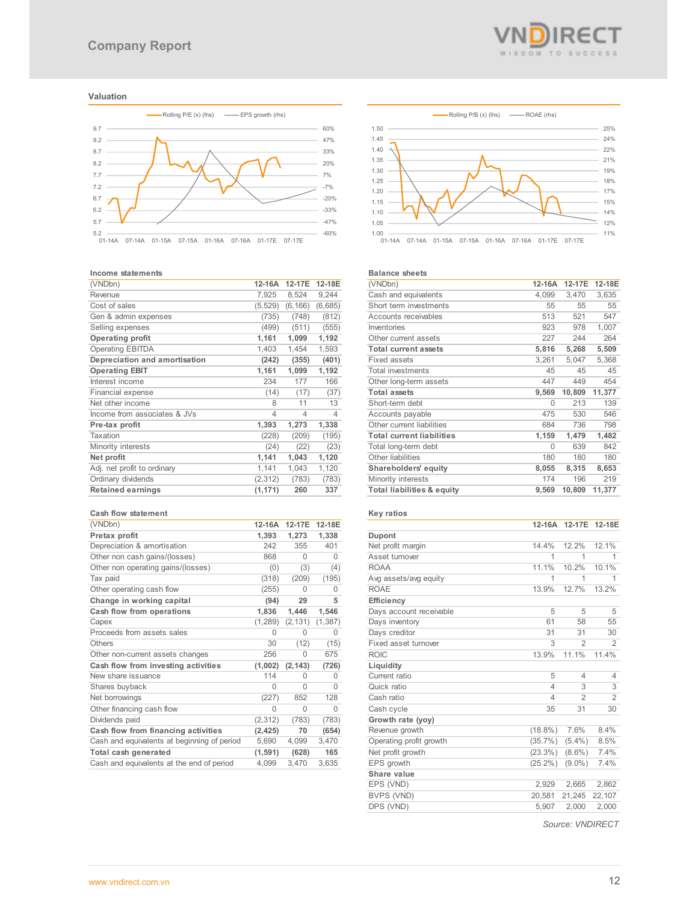## Valuation

Rolling P/E (x) (lhs) — EPS growth (rhs)

Rolling P/B (x) (lhs) — ROAE (rhs)

### Income statements

| (VNDbn) | 12-16A | 12-17E | 12-18E |
|---|---|---|---|
| Revenue | 7,925 | 8,524 | 9,244 |
| Cost of sales | (5,529) | (6,166) | (6,685) |
| Gen & admin expenses | (735) | (748) | (812) |
| Selling expenses | (499) | (511) | (555) |
| **Operating profit** | **1,161** | **1,099** | **1,192** |
| Operating EBITDA | 1,403 | 1,454 | 1,593 |
| **Depreciation and amortisation** | **(242)** | **(355)** | **(401)** |
| **Operating EBIT** | **1,161** | **1,099** | **1,192** |
| Interest income | 234 | 177 | 166 |
| Financial expense | (14) | (17) | (37) |
| Net other income | 8 | 11 | 13 |
| Income from associates & JVs | 4 | 4 | 4 |
| **Pre-tax profit** | **1,393** | **1,273** | **1,338** |
| Taxation | (228) | (209) | (195) |
| Minority interests | (24) | (22) | (23) |
| **Net profit** | **1,141** | **1,043** | **1,120** |
| Adj. net profit to ordinary | 1,141 | 1,043 | 1,120 |
| Ordinary dividends | (2,312) | (783) | (783) |
| **Retained earnings** | **(1,171)** | **260** | **337** |

### Balance sheets

| (VNDbn) | 12-16A | 12-17E | 12-18E |
|---|---|---|---|
| Cash and equivalents | 4,099 | 3,470 | 3,635 |
| Short term investments | 55 | 55 | 55 |
| Accounts receivables | 513 | 521 | 547 |
| Inventories | 923 | 978 | 1,007 |
| Other current assets | 227 | 244 | 264 |
| **Total current assets** | **5,816** | **5,268** | **5,509** |
| Fixed assets | 3,261 | 5,047 | 5,368 |
| Total investments | 45 | 45 | 45 |
| Other long-term assets | 447 | 449 | 454 |
| **Total assets** | **9,569** | **10,809** | **11,377** |
| Short-term debt | 0 | 213 | 139 |
| Accounts payable | 475 | 530 | 546 |
| Other current liabilities | 684 | 736 | 798 |
| **Total current liabilities** | **1,159** | **1,479** | **1,482** |
| Total long-term debt | 0 | 639 | 842 |
| Other liabilities | 180 | 180 | 180 |
| **Shareholders' equity** | **8,055** | **8,315** | **8,653** |
| Minority interests | 174 | 196 | 219 |
| **Total liabilities & equity** | **9,569** | **10,809** | **11,377** |

### Cash flow statement

| (VNDbn) | 12-16A | 12-17E | 12-18E |
|---|---|---|---|
| **Pretax profit** | **1,393** | **1,273** | **1,338** |
| Depreciation & amortisation | 242 | 355 | 401 |
| Other non cash gains/(losses) | 868 | 0 | 0 |
| Other non operating gains/(losses) | (0) | (3) | (4) |
| Tax paid | (318) | (209) | (195) |
| Other operating cash flow | (255) | 0 | 0 |
| **Change in working capital** | **(94)** | **29** | **5** |
| **Cash flow from operations** | **1,836** | **1,446** | **1,546** |
| Capex | (1,289) | (2,131) | (1,387) |
| Proceeds from assets sales | 0 | 0 | 0 |
| Others | 30 | (12) | (15) |
| Other non-current assets changes | 256 | 0 | 675 |
| **Cash flow from investing activities** | **(1,002)** | **(2,143)** | **(726)** |
| New share issuance | 114 | 0 | 0 |
| Shares buyback | 0 | 0 | 0 |
| Net borrowings | (227) | 852 | 128 |
| Other financing cash flow | 0 | 0 | 0 |
| Dividends paid | (2,312) | (783) | (783) |
| **Cash flow from financing activities** | **(2,425)** | **70** | **(654)** |
| Cash and equivalents at beginning of period | 5,690 | 4,099 | 3,470 |
| **Total cash generated** | **(1,591)** | **(628)** | **165** |
| Cash and equivalents at the end of period | 4,099 | 3,470 | 3,635 |

### Key ratios

| | 12-16A | 12-17E | 12-18E |
|---|---|---|---|
| **Dupont** | | | |
| Net profit margin | 14.4% | 12.2% | 12.1% |
| Asset turnover | 1 | 1 | 1 |
| ROAA | 11.1% | 10.2% | 10.1% |
| Avg assets/avg equity | 1 | 1 | 1 |
| ROAE | 13.9% | 12.7% | 13.2% |
| **Efficiency** | | | |
| Days account receivable | 5 | 5 | 5 |
| Days inventory | 61 | 58 | 55 |
| Days creditor | 31 | 31 | 30 |
| Fixed asset turnover | 3 | 2 | 2 |
| ROIC | 13.9% | 11.1% | 11.4% |
| **Liquidity** | | | |
| Current ratio | 5 | 4 | 4 |
| Quick ratio | 4 | 3 | 3 |
| Cash ratio | 4 | 2 | 2 |
| Cash cycle | 35 | 31 | 30 |
| **Growth rate (yoy)** | | | |
| Revenue growth | (18.8%) | 7.6% | 8.4% |
| Operating profit growth | (35.7%) | (5.4%) | 8.5% |
| Net profit growth | (23.3%) | (8.6%) | 7.4% |
| EPS growth | (25.2%) | (9.0%) | 7.4% |
| **Share value** | | | |
| EPS (VND) | 2,929 | 2,665 | 2,862 |
| BVPS (VND) | 20,581 | 21,245 | 22,107 |
| DPS (VND) | 5,907 | 2,000 | 2,000 |

*Source: VNDIRECT*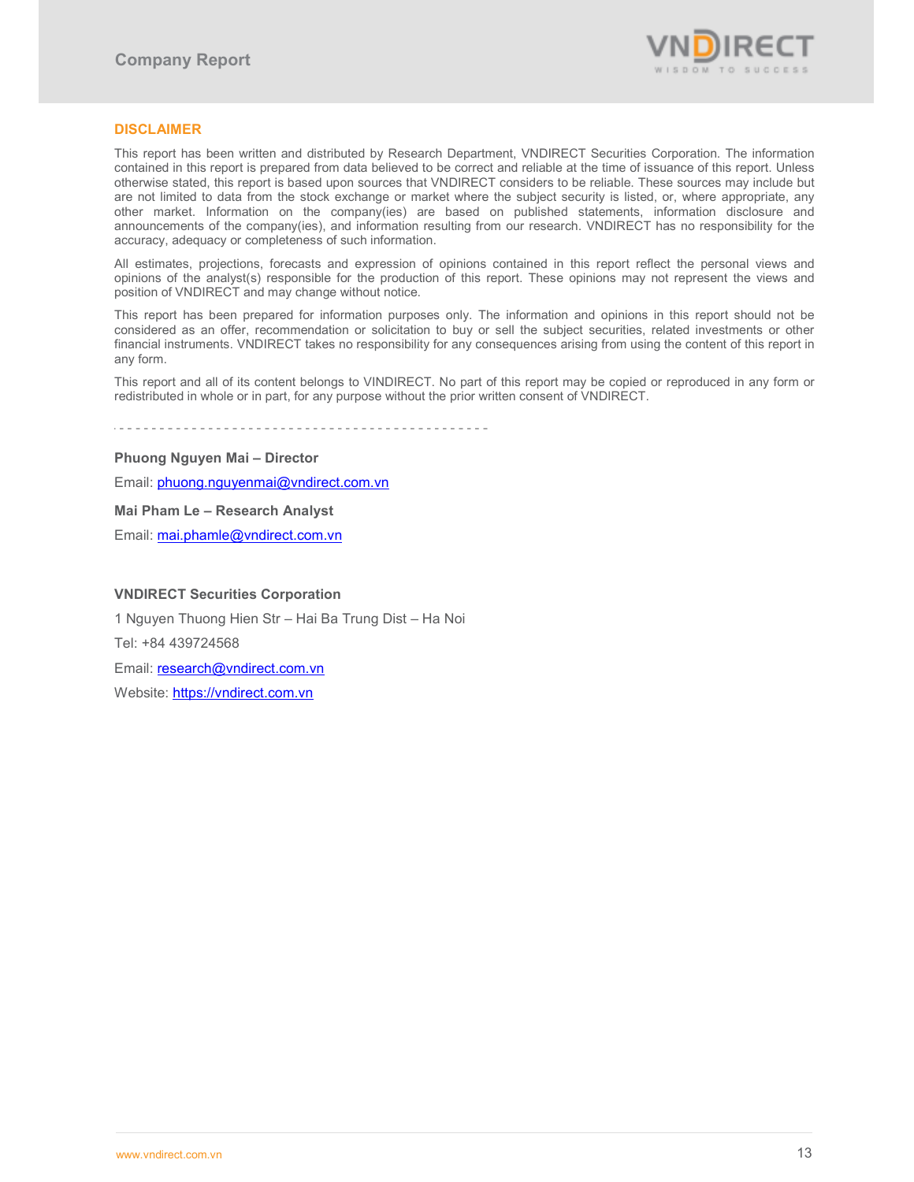## DISCLAIMER

This report has been written and distributed by Research Department, VNDIRECT Securities Corporation. The information contained in this report is prepared from data believed to be correct and reliable at the time of issuance of this report. Unless otherwise stated, this report is based upon sources that VNDIRECT considers to be reliable. These sources may include but are not limited to data from the stock exchange or market where the subject security is listed, or, where appropriate, any other market. Information on the company(ies) are based on published statements, information disclosure and announcements of the company(ies), and information resulting from our research. VNDIRECT has no responsibility for the accuracy, adequacy or completeness of such information.

All estimates, projections, forecasts and expression of opinions contained in this report reflect the personal views and opinions of the analyst(s) responsible for the production of this report. These opinions may not represent the views and position of VNDIRECT and may change without notice.

This report has been prepared for information purposes only. The information and opinions in this report should not be considered as an offer, recommendation or solicitation to buy or sell the subject securities, related investments or other financial instruments. VNDIRECT takes no responsibility for any consequences arising from using the content of this report in any form.

This report and all of its content belongs to VINDIRECT. No part of this report may be copied or reproduced in any form or redistributed in whole or in part, for any purpose without the prior written consent of VNDIRECT.

---

**Phuong Nguyen Mai – Director**

Email: phuong.nguyenmai@vndirect.com.vn

**Mai Pham Le – Research Analyst**

Email: mai.phamle@vndirect.com.vn

**VNDIRECT Securities Corporation**

1 Nguyen Thuong Hien Str – Hai Ba Trung Dist – Ha Noi

Tel: +84 439724568

Email: research@vndirect.com.vn

Website: https://vndirect.com.vn